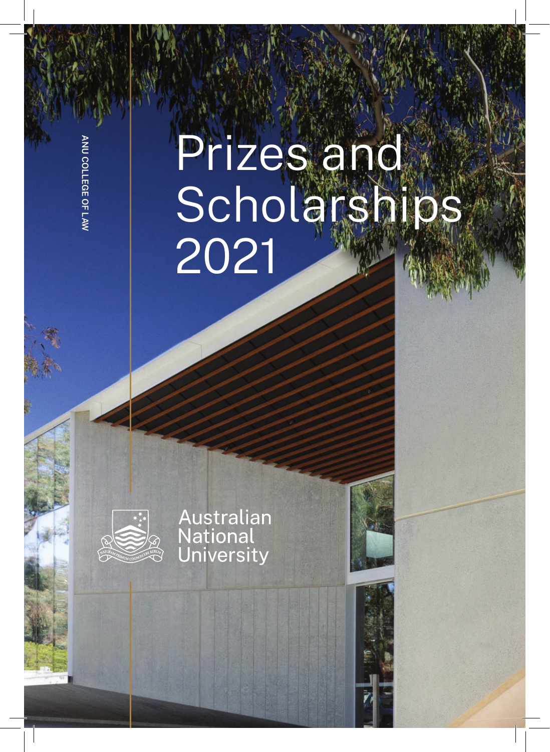ANU COLLEGE OF LAW

# Prizes and Scholarships 2021

Australian National University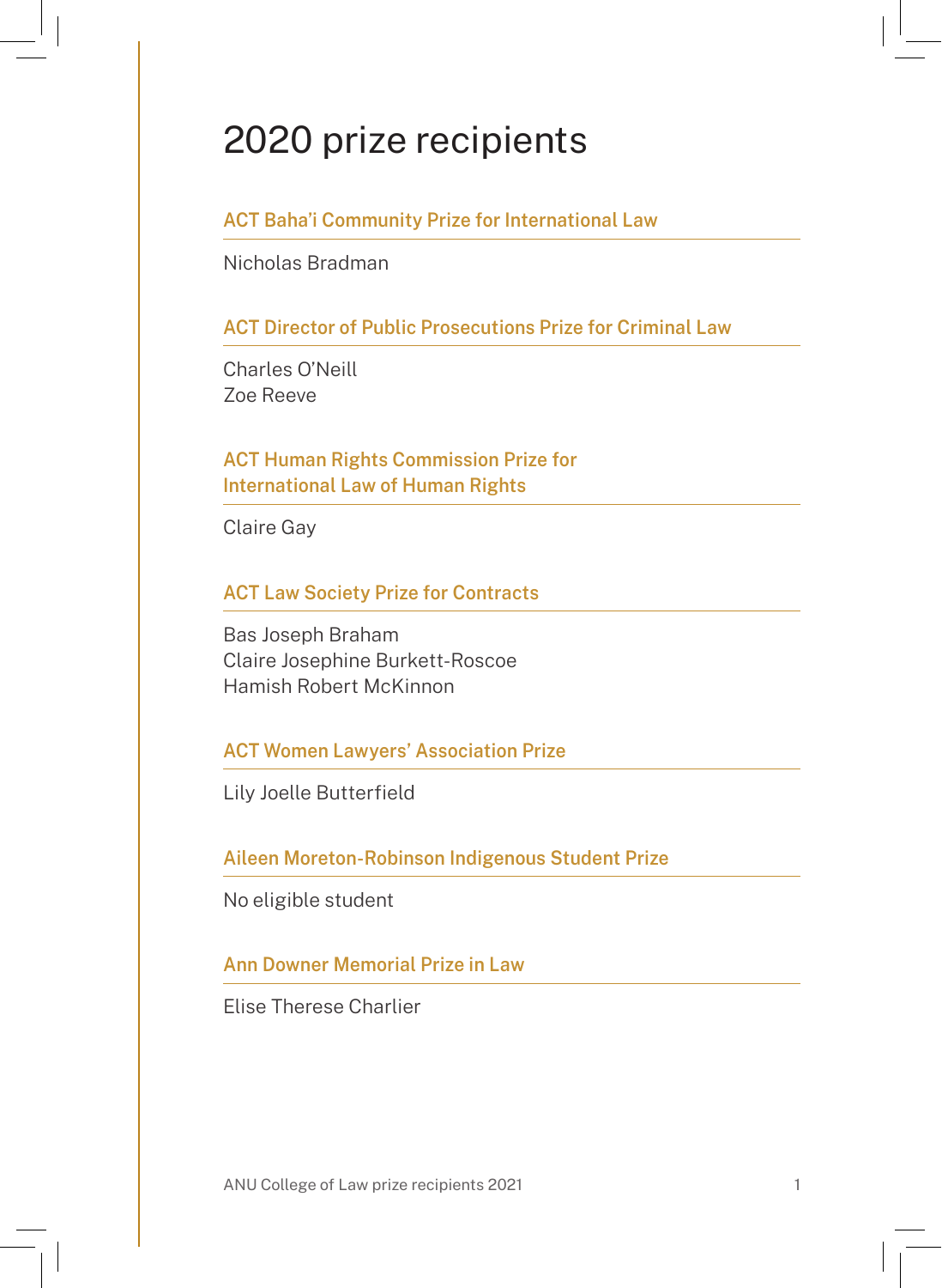# 2020 prize recipients

### ACT Baha'i Community Prize for International Law

Nicholas Bradman

### ACT Director of Public Prosecutions Prize for Criminal Law

Charles O'Neill
Zoe Reeve

### ACT Human Rights Commission Prize for International Law of Human Rights

Claire Gay

### ACT Law Society Prize for Contracts

Bas Joseph Braham
Claire Josephine Burkett-Roscoe
Hamish Robert McKinnon

### ACT Women Lawyers' Association Prize

Lily Joelle Butterfield

### Aileen Moreton-Robinson Indigenous Student Prize

No eligible student

### Ann Downer Memorial Prize in Law

Elise Therese Charlier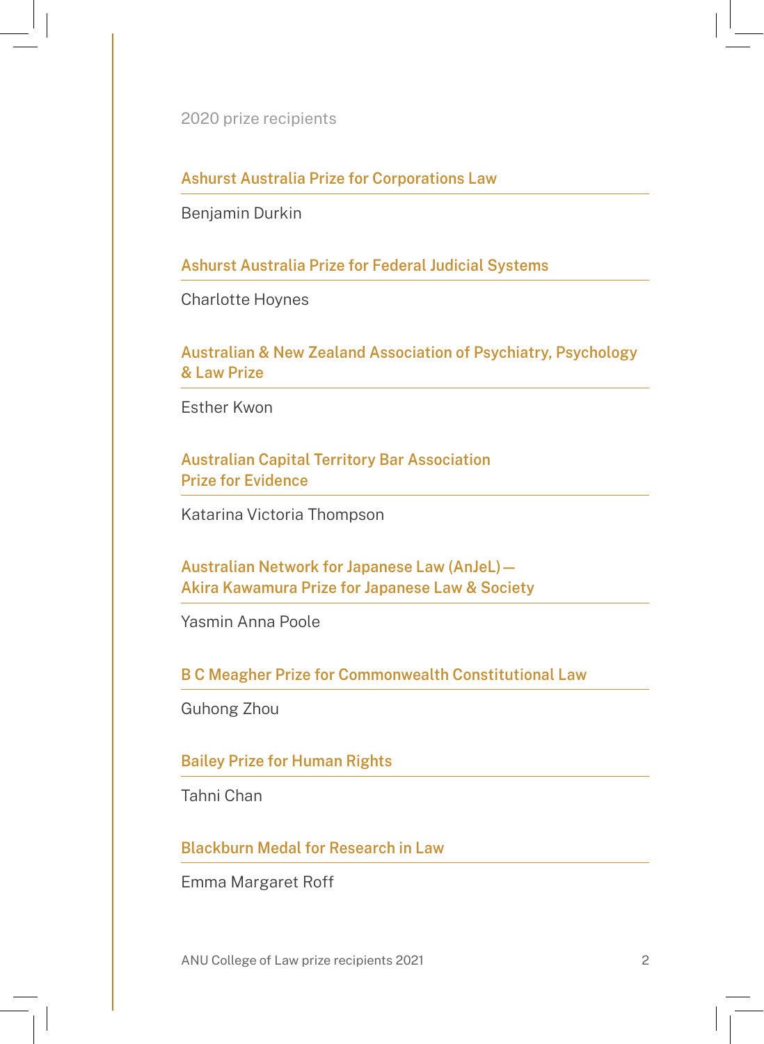2020 prize recipients

### Ashurst Australia Prize for Corporations Law

Benjamin Durkin

### Ashurst Australia Prize for Federal Judicial Systems

Charlotte Hoynes

### Australian & New Zealand Association of Psychiatry, Psychology & Law Prize

Esther Kwon

### Australian Capital Territory Bar Association Prize for Evidence

Katarina Victoria Thompson

### Australian Network for Japanese Law (AnJeL) — Akira Kawamura Prize for Japanese Law & Society

Yasmin Anna Poole

### B C Meagher Prize for Commonwealth Constitutional Law

Guhong Zhou

### Bailey Prize for Human Rights

Tahni Chan

### Blackburn Medal for Research in Law

Emma Margaret Roff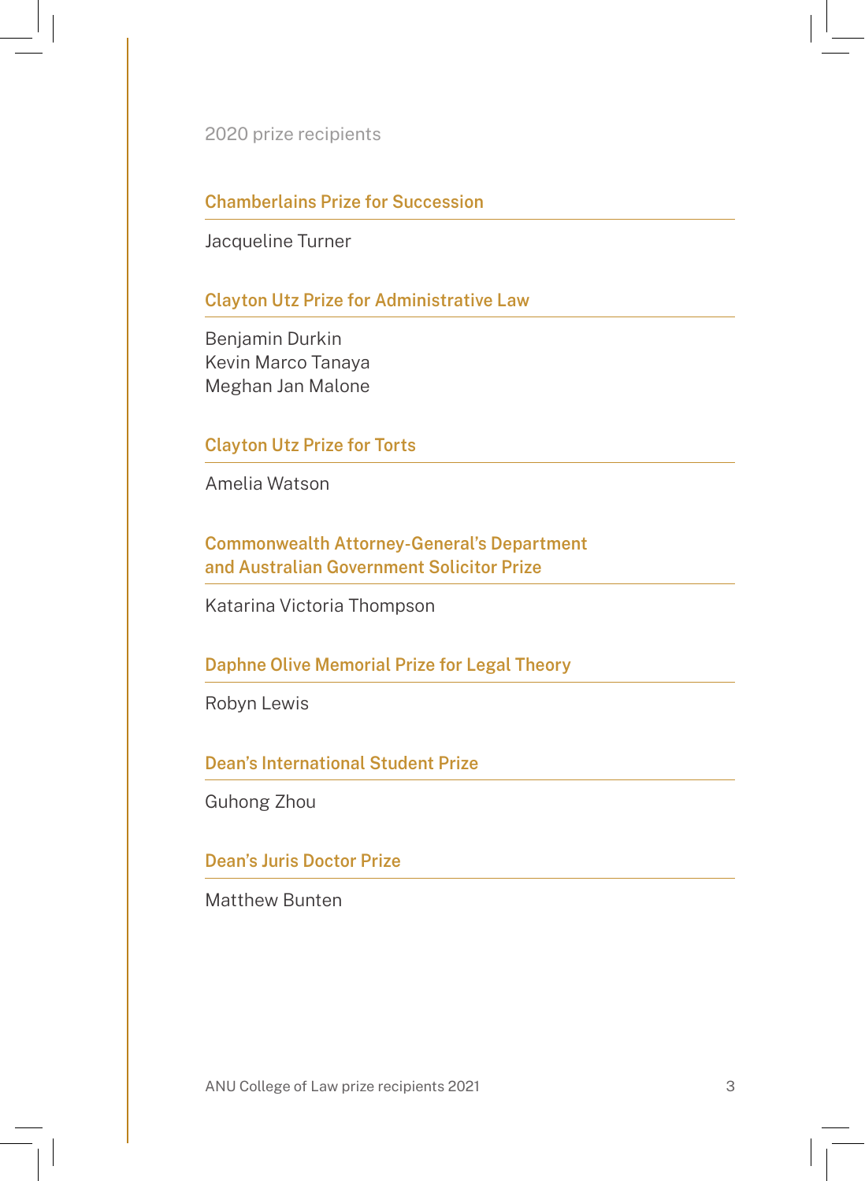2020 prize recipients

### Chamberlains Prize for Succession

Jacqueline Turner

### Clayton Utz Prize for Administrative Law

Benjamin Durkin
Kevin Marco Tanaya
Meghan Jan Malone

### Clayton Utz Prize for Torts

Amelia Watson

### Commonwealth Attorney-General's Department and Australian Government Solicitor Prize

Katarina Victoria Thompson

### Daphne Olive Memorial Prize for Legal Theory

Robyn Lewis

### Dean's International Student Prize

Guhong Zhou

### Dean's Juris Doctor Prize

Matthew Bunten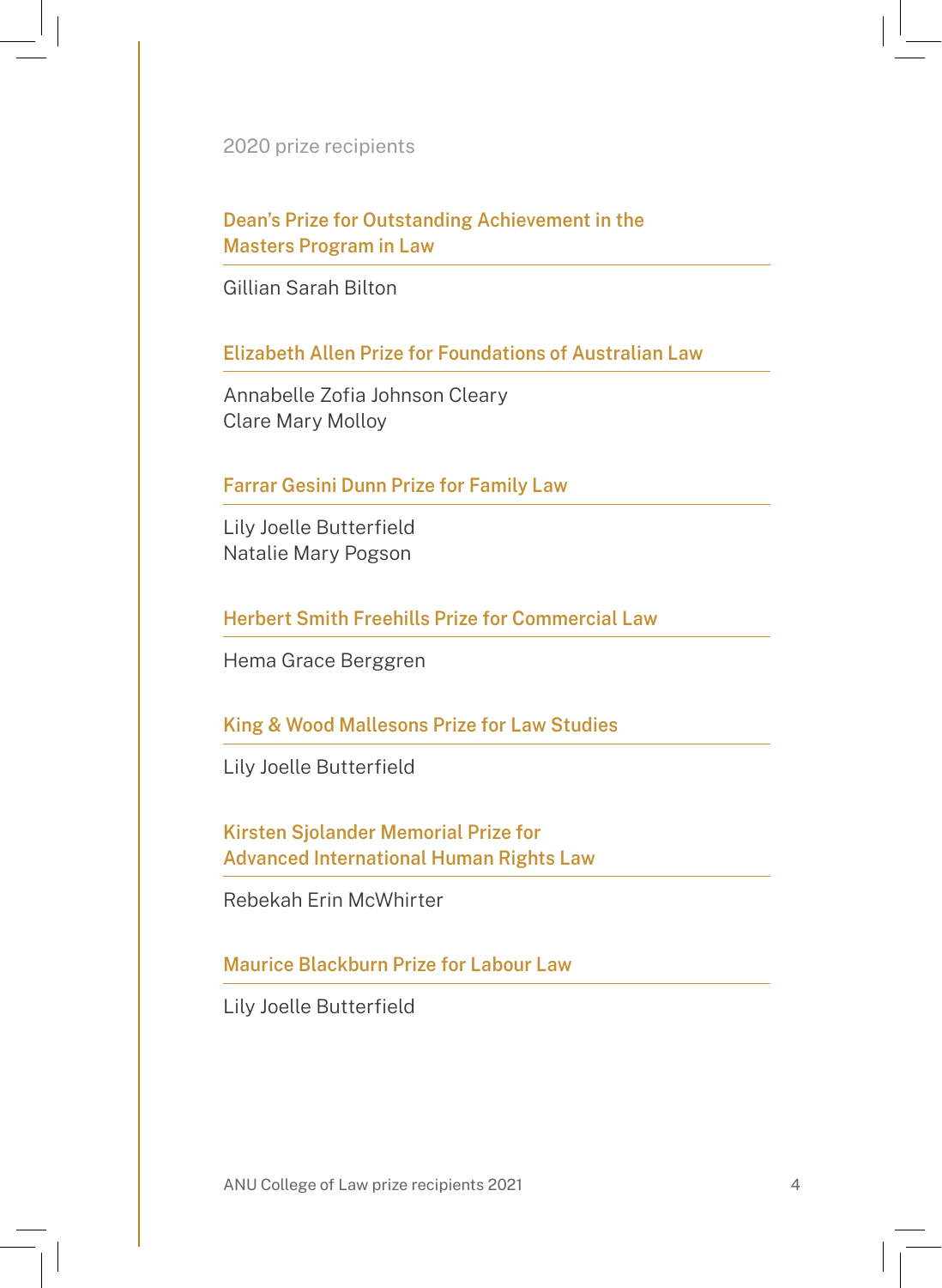2020 prize recipients

### Dean's Prize for Outstanding Achievement in the Masters Program in Law

Gillian Sarah Bilton

### Elizabeth Allen Prize for Foundations of Australian Law

Annabelle Zofia Johnson Cleary
Clare Mary Molloy

### Farrar Gesini Dunn Prize for Family Law

Lily Joelle Butterfield
Natalie Mary Pogson

### Herbert Smith Freehills Prize for Commercial Law

Hema Grace Berggren

### King & Wood Mallesons Prize for Law Studies

Lily Joelle Butterfield

### Kirsten Sjolander Memorial Prize for Advanced International Human Rights Law

Rebekah Erin McWhirter

### Maurice Blackburn Prize for Labour Law

Lily Joelle Butterfield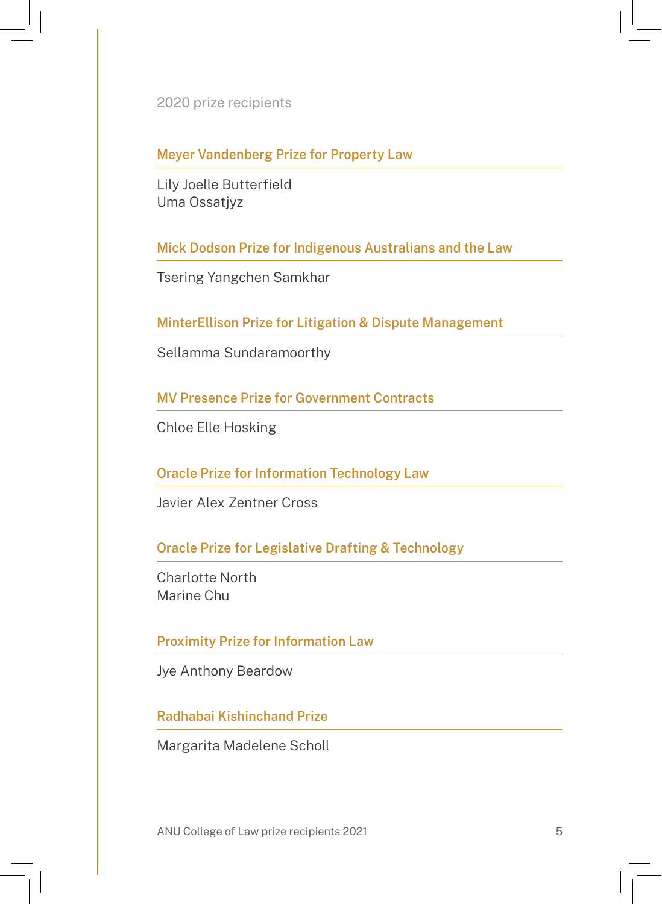2020 prize recipients

### Meyer Vandenberg Prize for Property Law

Lily Joelle Butterfield
Uma Ossatjyz

### Mick Dodson Prize for Indigenous Australians and the Law

Tsering Yangchen Samkhar

### MinterEllison Prize for Litigation & Dispute Management

Sellamma Sundaramoorthy

### MV Presence Prize for Government Contracts

Chloe Elle Hosking

### Oracle Prize for Information Technology Law

Javier Alex Zentner Cross

### Oracle Prize for Legislative Drafting & Technology

Charlotte North
Marine Chu

### Proximity Prize for Information Law

Jye Anthony Beardow

### Radhabai Kishinchand Prize

Margarita Madelene Scholl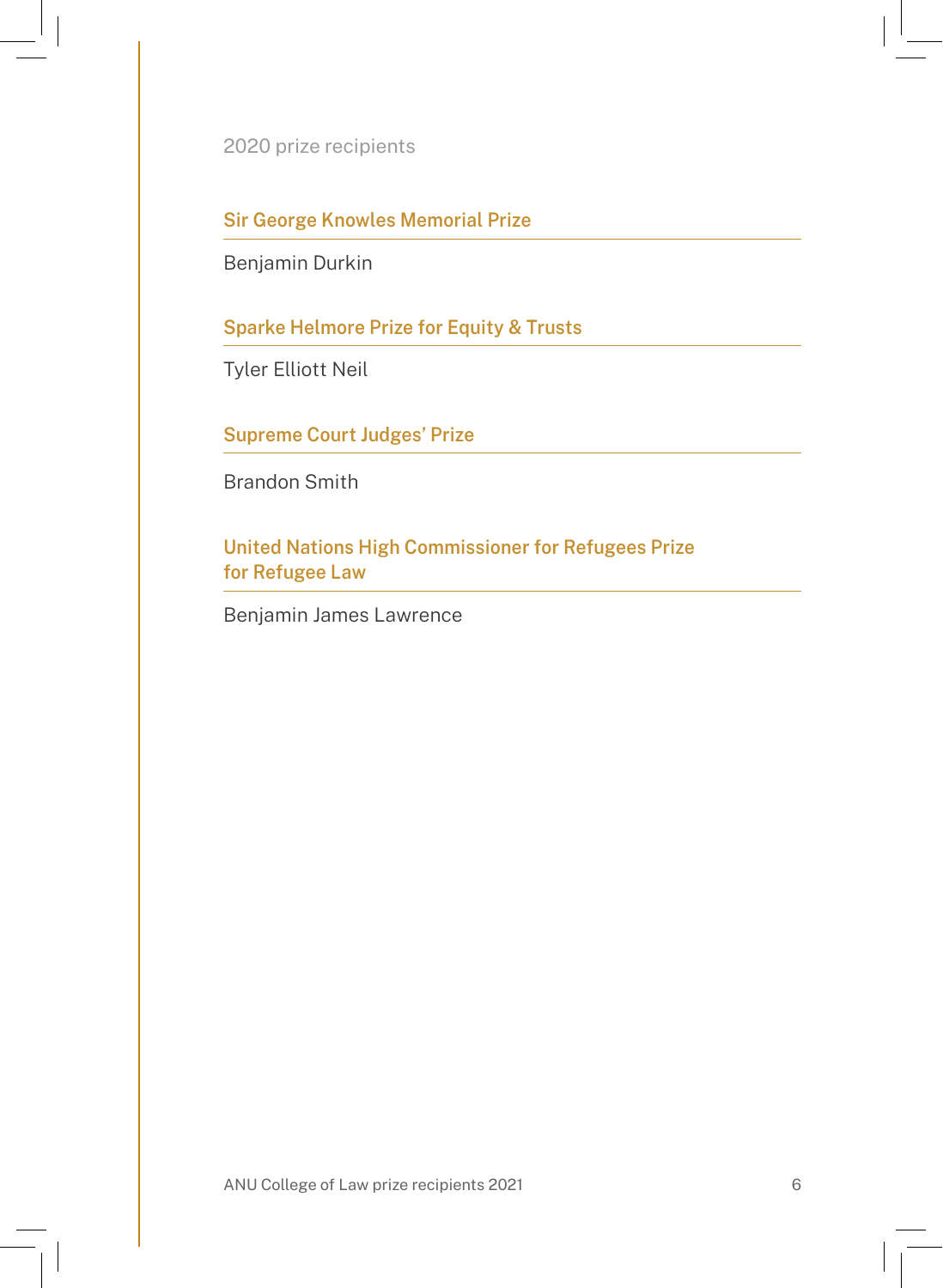2020 prize recipients

## Sir George Knowles Memorial Prize

Benjamin Durkin

## Sparke Helmore Prize for Equity & Trusts

Tyler Elliott Neil

## Supreme Court Judges' Prize

Brandon Smith

## United Nations High Commissioner for Refugees Prize for Refugee Law

Benjamin James Lawrence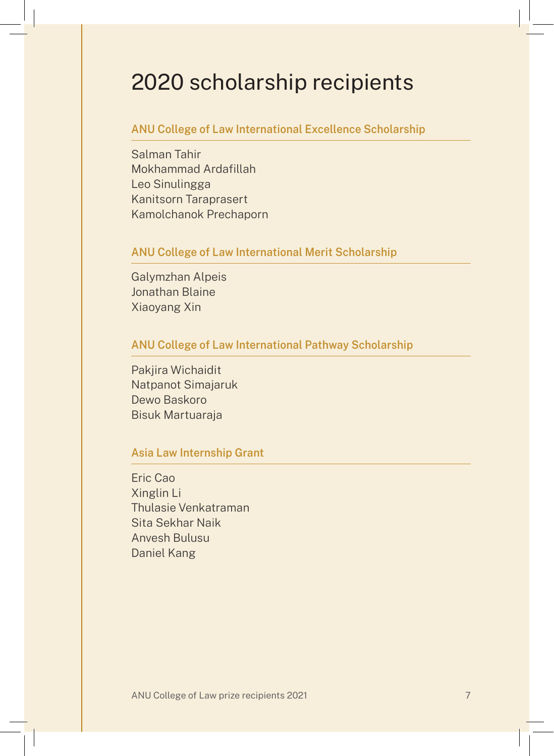# 2020 scholarship recipients

## ANU College of Law International Excellence Scholarship

Salman Tahir
Mokhammad Ardafillah
Leo Sinulingga
Kanitsorn Taraprasert
Kamolchanok Prechaporn

## ANU College of Law International Merit Scholarship

Galymzhan Alpeis
Jonathan Blaine
Xiaoyang Xin

## ANU College of Law International Pathway Scholarship

Pakjira Wichaidit
Natpanot Simajaruk
Dewo Baskoro
Bisuk Martuaraja

## Asia Law Internship Grant

Eric Cao
Xinglin Li
Thulasie Venkatraman
Sita Sekhar Naik
Anvesh Bulusu
Daniel Kang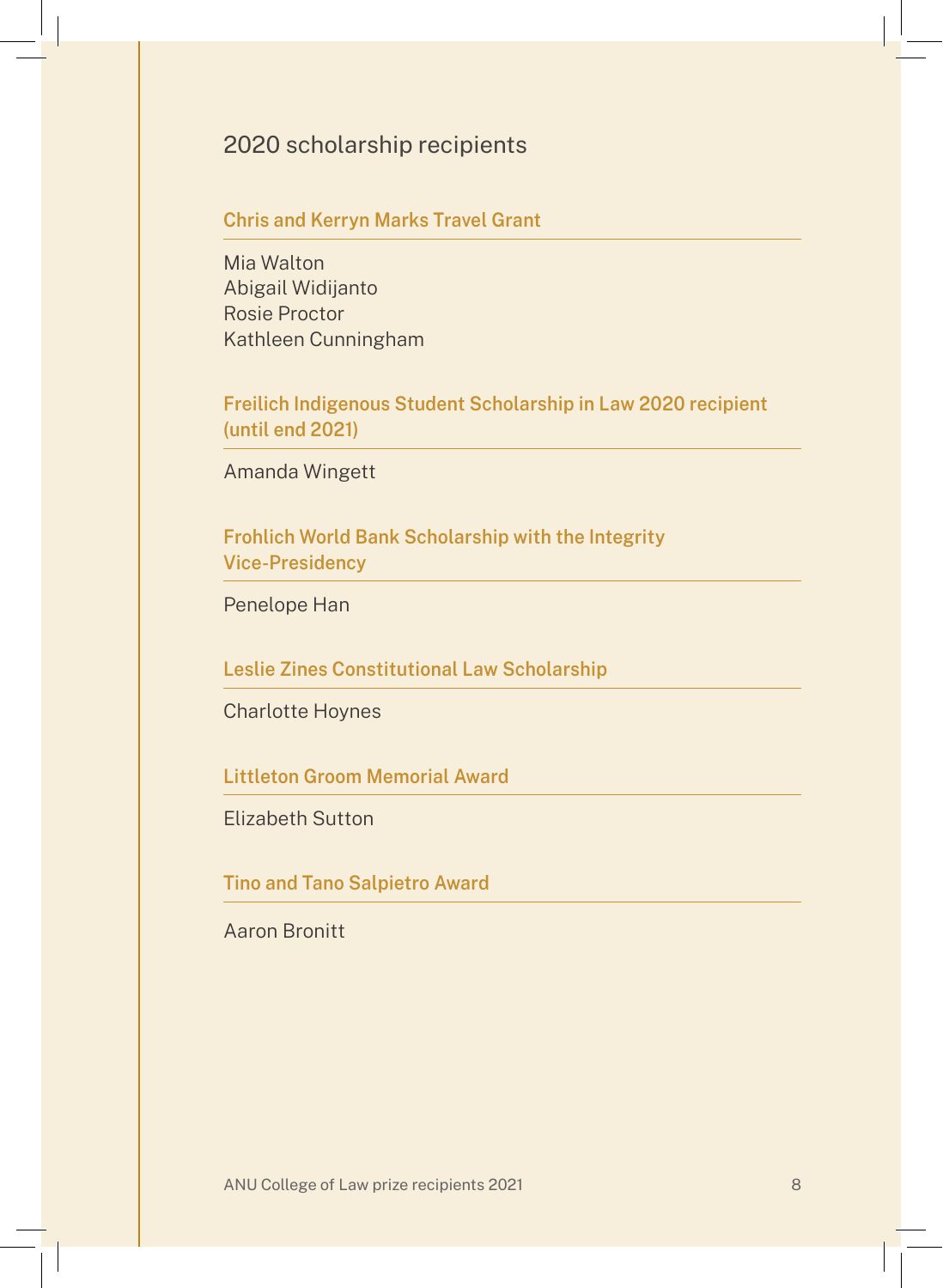## 2020 scholarship recipients

### Chris and Kerryn Marks Travel Grant

Mia Walton
Abigail Widijanto
Rosie Proctor
Kathleen Cunningham

### Freilich Indigenous Student Scholarship in Law 2020 recipient (until end 2021)

Amanda Wingett

### Frohlich World Bank Scholarship with the Integrity Vice-Presidency

Penelope Han

### Leslie Zines Constitutional Law Scholarship

Charlotte Hoynes

### Littleton Groom Memorial Award

Elizabeth Sutton

### Tino and Tano Salpietro Award

Aaron Bronitt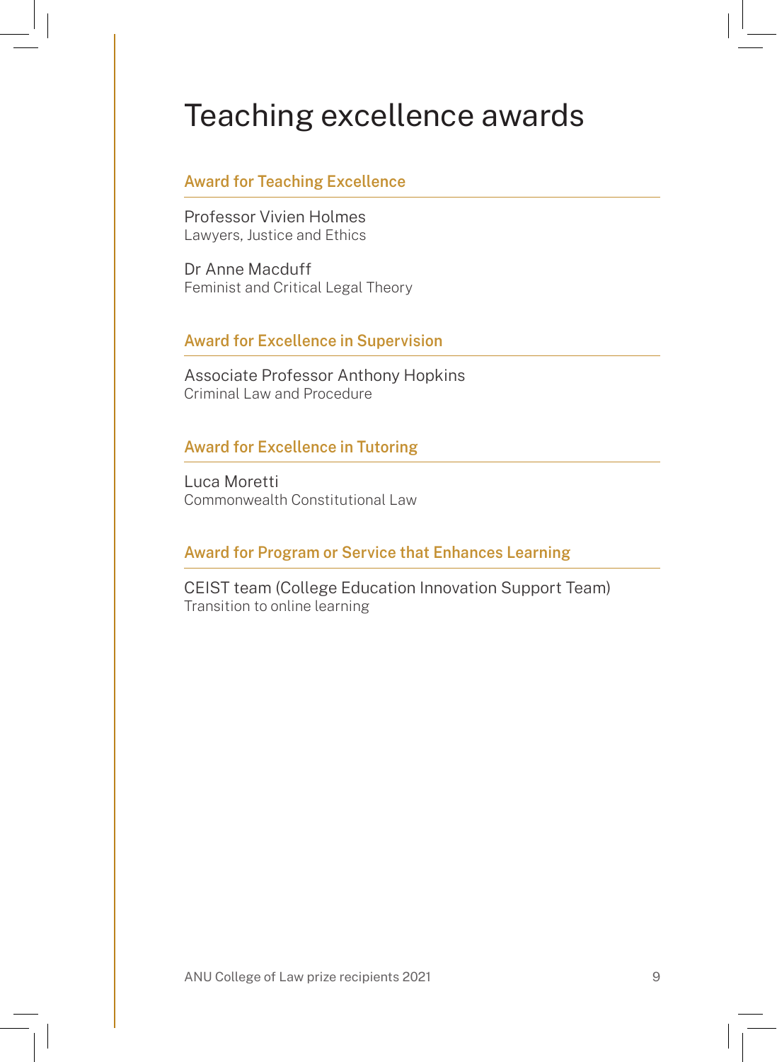# Teaching excellence awards

## Award for Teaching Excellence

Professor Vivien Holmes
Lawyers, Justice and Ethics

Dr Anne Macduff
Feminist and Critical Legal Theory

## Award for Excellence in Supervision

Associate Professor Anthony Hopkins
Criminal Law and Procedure

## Award for Excellence in Tutoring

Luca Moretti
Commonwealth Constitutional Law

## Award for Program or Service that Enhances Learning

CEIST team (College Education Innovation Support Team)
Transition to online learning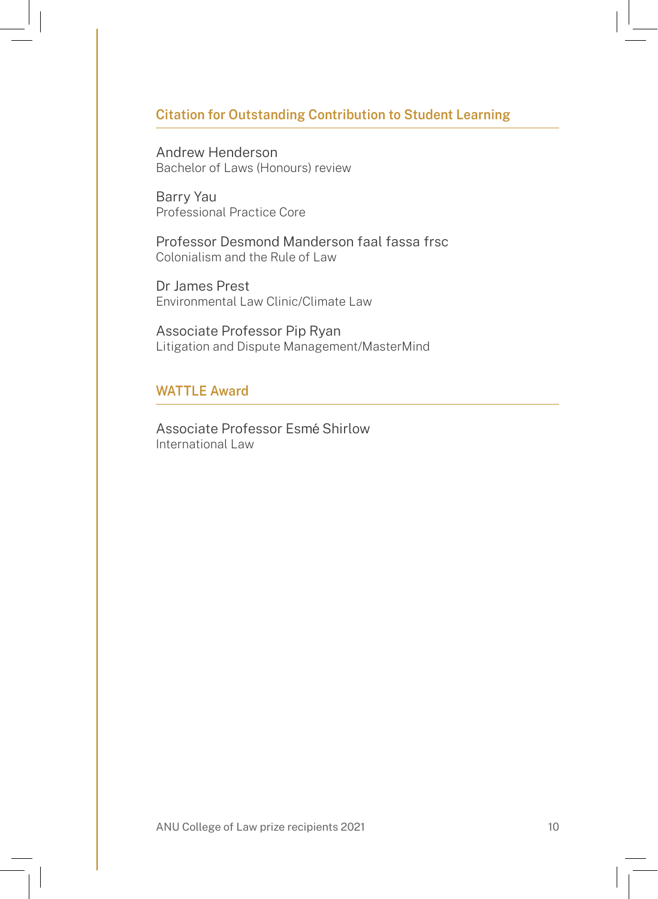## Citation for Outstanding Contribution to Student Learning

Andrew Henderson
Bachelor of Laws (Honours) review

Barry Yau
Professional Practice Core

Professor Desmond Manderson faal fassa frsc
Colonialism and the Rule of Law

Dr James Prest
Environmental Law Clinic/Climate Law

Associate Professor Pip Ryan
Litigation and Dispute Management/MasterMind

## WATTLE Award

Associate Professor Esmé Shirlow
International Law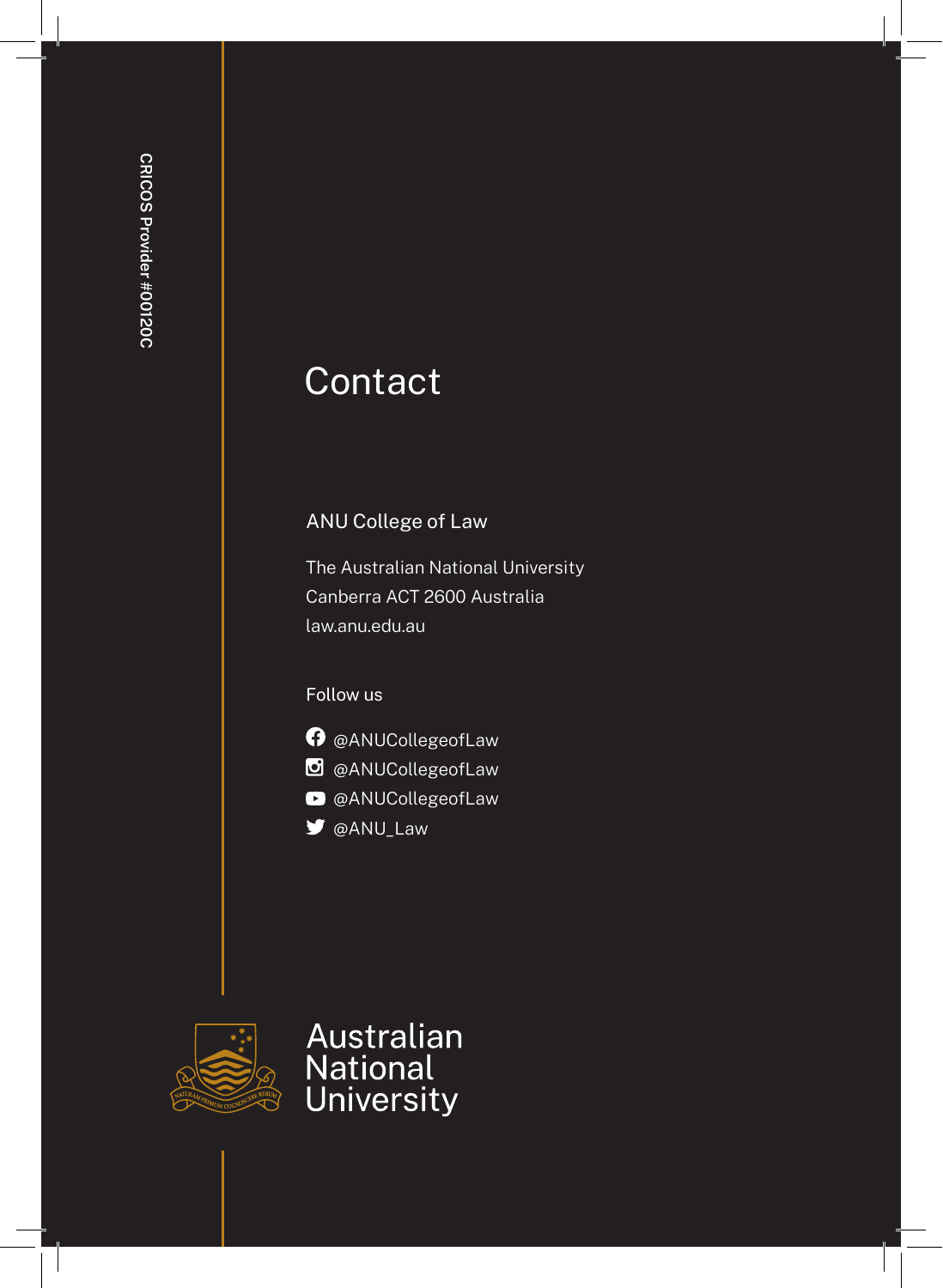CRICOS Provider #00120C

# Contact

ANU College of Law

The Australian National University
Canberra ACT 2600 Australia
law.anu.edu.au

Follow us

@ANUCollegeofLaw
@ANUCollegeofLaw
@ANUCollegeofLaw
@ANU_Law

NATURAM PRIMUM COGNOSCERE RERUM

Australian
National
University